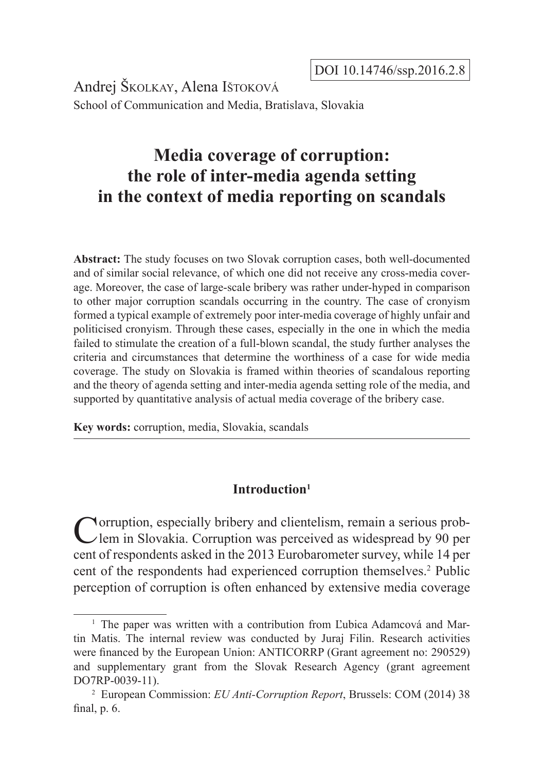DOI 10.14746/ssp.2016.2.8

Andrej Školkay, Alena Ištoková

School of Communication and Media, Bratislava, Slovakia

# Media coverage of corruption: the role of inter-media agenda setting in the context of media reporting on scandals

**Abstract:** The study focuses on two Slovak corruption cases, both well-documented and of similar social relevance, of which one did not receive any cross-media coverage. Moreover, the case of large-scale bribery was rather under-hyped in comparison to other major corruption scandals occurring in the country. The case of cronyism formed a typical example of extremely poor inter-media coverage of highly unfair and politicised cronyism. Through these cases, especially in the one in which the media failed to stimulate the creation of a full-blown scandal, the study further analyses the criteria and circumstances that determine the worthiness of a case for wide media coverage. The study on Slovakia is framed within theories of scandalous reporting and the theory of agenda setting and inter-media agenda setting role of the media, and supported by quantitative analysis of actual media coverage of the bribery case.

**Key words:** corruption, media, Slovakia, scandals

## Introduction[1]

Corruption, especially bribery and clientelism, remain a serious problem in Slovakia. Corruption was perceived as widespread by 90 per cent of respondents asked in the 2013 Eurobarometer survey, while 14 per cent of the respondents had experienced corruption themselves.[2] Public perception of corruption is often enhanced by extensive media coverage

---

[1] The paper was written with a contribution from Ľubica Adamcová and Martin Matis. The internal review was conducted by Juraj Filin. Research activities were financed by the European Union: ANTICORRP (Grant agreement no: 290529) and supplementary grant from the Slovak Research Agency (grant agreement DO7RP-0039-11).

[2] European Commission: *EU Anti-Corruption Report*, Brussels: COM (2014) 38 final, p. 6.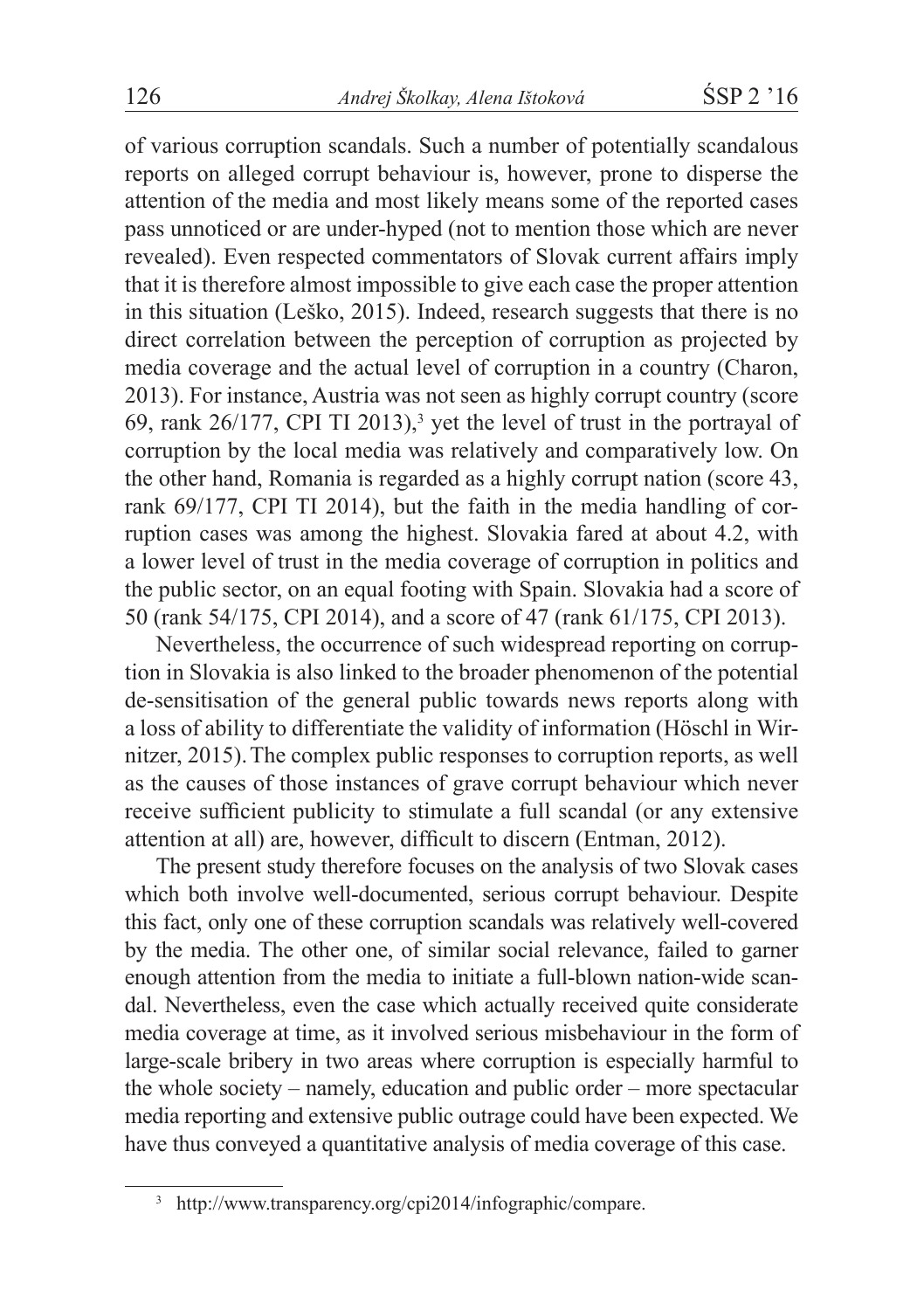of various corruption scandals. Such a number of potentially scandalous reports on alleged corrupt behaviour is, however, prone to disperse the attention of the media and most likely means some of the reported cases pass unnoticed or are under-hyped (not to mention those which are never revealed). Even respected commentators of Slovak current affairs imply that it is therefore almost impossible to give each case the proper attention in this situation (Leško, 2015). Indeed, research suggests that there is no direct correlation between the perception of corruption as projected by media coverage and the actual level of corruption in a country (Charon, 2013). For instance, Austria was not seen as highly corrupt country (score 69, rank 26/177, CPI TI 2013),[3] yet the level of trust in the portrayal of corruption by the local media was relatively and comparatively low. On the other hand, Romania is regarded as a highly corrupt nation (score 43, rank 69/177, CPI TI 2014), but the faith in the media handling of corruption cases was among the highest. Slovakia fared at about 4.2, with a lower level of trust in the media coverage of corruption in politics and the public sector, on an equal footing with Spain. Slovakia had a score of 50 (rank 54/175, CPI 2014), and a score of 47 (rank 61/175, CPI 2013).

Nevertheless, the occurrence of such widespread reporting on corruption in Slovakia is also linked to the broader phenomenon of the potential de-sensitisation of the general public towards news reports along with a loss of ability to differentiate the validity of information (Höschl in Wirnitzer, 2015). The complex public responses to corruption reports, as well as the causes of those instances of grave corrupt behaviour which never receive sufficient publicity to stimulate a full scandal (or any extensive attention at all) are, however, difficult to discern (Entman, 2012).

The present study therefore focuses on the analysis of two Slovak cases which both involve well-documented, serious corrupt behaviour. Despite this fact, only one of these corruption scandals was relatively well-covered by the media. The other one, of similar social relevance, failed to garner enough attention from the media to initiate a full-blown nation-wide scandal. Nevertheless, even the case which actually received quite considerate media coverage at time, as it involved serious misbehaviour in the form of large-scale bribery in two areas where corruption is especially harmful to the whole society – namely, education and public order – more spectacular media reporting and extensive public outrage could have been expected. We have thus conveyed a quantitative analysis of media coverage of this case.

[3] http://www.transparency.org/cpi2014/infographic/compare.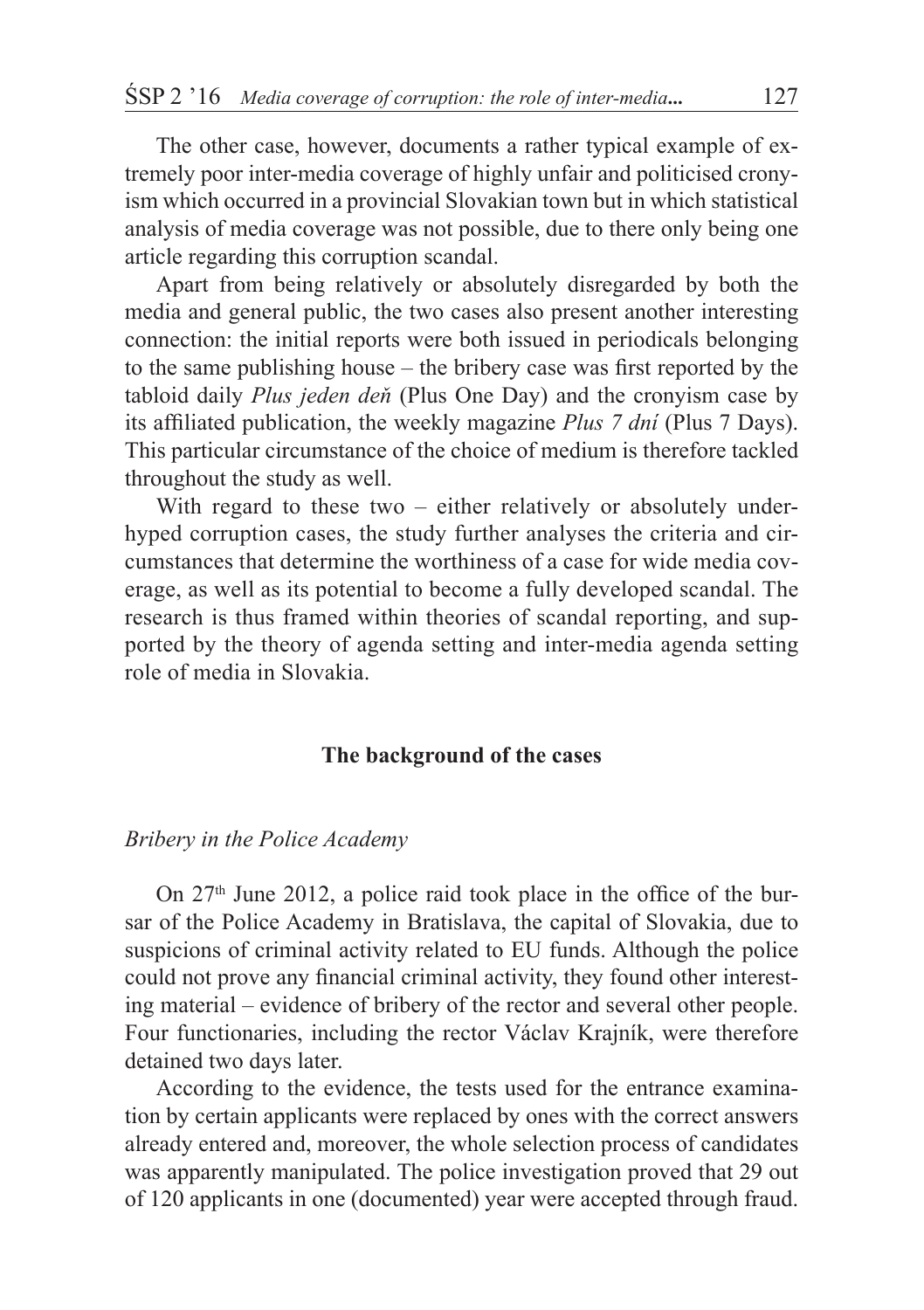The other case, however, documents a rather typical example of extremely poor inter-media coverage of highly unfair and politicised cronyism which occurred in a provincial Slovakian town but in which statistical analysis of media coverage was not possible, due to there only being one article regarding this corruption scandal.

Apart from being relatively or absolutely disregarded by both the media and general public, the two cases also present another interesting connection: the initial reports were both issued in periodicals belonging to the same publishing house – the bribery case was first reported by the tabloid daily *Plus jeden deň* (Plus One Day) and the cronyism case by its affiliated publication, the weekly magazine *Plus 7 dní* (Plus 7 Days). This particular circumstance of the choice of medium is therefore tackled throughout the study as well.

With regard to these two – either relatively or absolutely under-hyped corruption cases, the study further analyses the criteria and circumstances that determine the worthiness of a case for wide media coverage, as well as its potential to become a fully developed scandal. The research is thus framed within theories of scandal reporting, and supported by the theory of agenda setting and inter-media agenda setting role of media in Slovakia.

## The background of the cases

### *Bribery in the Police Academy*

On 27th June 2012, a police raid took place in the office of the bursar of the Police Academy in Bratislava, the capital of Slovakia, due to suspicions of criminal activity related to EU funds. Although the police could not prove any financial criminal activity, they found other interesting material – evidence of bribery of the rector and several other people. Four functionaries, including the rector Václav Krajník, were therefore detained two days later.

According to the evidence, the tests used for the entrance examination by certain applicants were replaced by ones with the correct answers already entered and, moreover, the whole selection process of candidates was apparently manipulated. The police investigation proved that 29 out of 120 applicants in one (documented) year were accepted through fraud.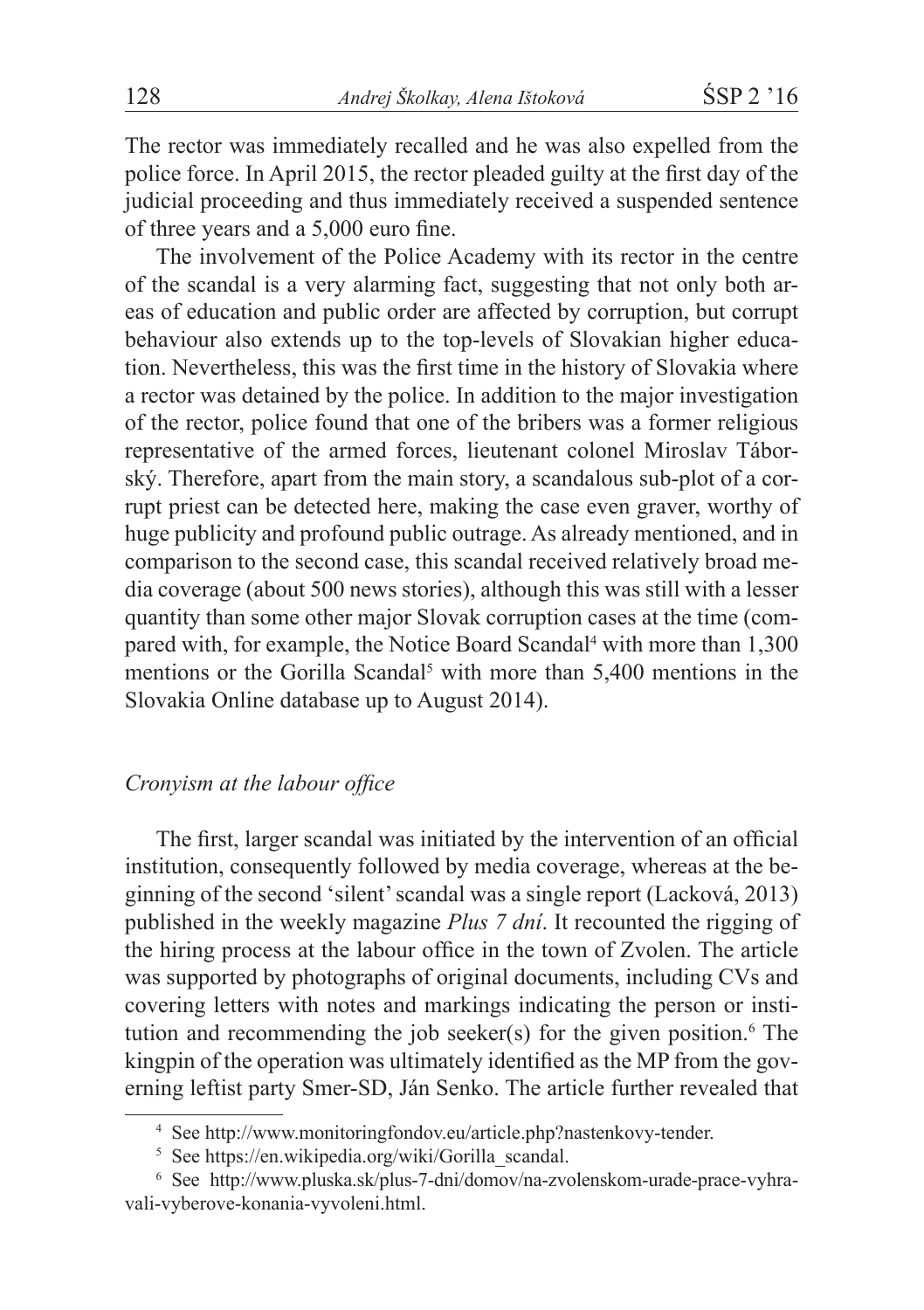The rector was immediately recalled and he was also expelled from the police force. In April 2015, the rector pleaded guilty at the first day of the judicial proceeding and thus immediately received a suspended sentence of three years and a 5,000 euro fine.

The involvement of the Police Academy with its rector in the centre of the scandal is a very alarming fact, suggesting that not only both areas of education and public order are affected by corruption, but corrupt behaviour also extends up to the top-levels of Slovakian higher education. Nevertheless, this was the first time in the history of Slovakia where a rector was detained by the police. In addition to the major investigation of the rector, police found that one of the bribers was a former religious representative of the armed forces, lieutenant colonel Miroslav Táborský. Therefore, apart from the main story, a scandalous sub-plot of a corrupt priest can be detected here, making the case even graver, worthy of huge publicity and profound public outrage. As already mentioned, and in comparison to the second case, this scandal received relatively broad media coverage (about 500 news stories), although this was still with a lesser quantity than some other major Slovak corruption cases at the time (compared with, for example, the Notice Board Scandal[4] with more than 1,300 mentions or the Gorilla Scandal[5] with more than 5,400 mentions in the Slovakia Online database up to August 2014).

### *Cronyism at the labour office*

The first, larger scandal was initiated by the intervention of an official institution, consequently followed by media coverage, whereas at the beginning of the second 'silent' scandal was a single report (Lacková, 2013) published in the weekly magazine *Plus 7 dní*. It recounted the rigging of the hiring process at the labour office in the town of Zvolen. The article was supported by photographs of original documents, including CVs and covering letters with notes and markings indicating the person or institution and recommending the job seeker(s) for the given position.[6] The kingpin of the operation was ultimately identified as the MP from the governing leftist party Smer-SD, Ján Senko. The article further revealed that

---

[4] See http://www.monitoringfondov.eu/article.php?nastenkovy-tender.

[5] See https://en.wikipedia.org/wiki/Gorilla_scandal.

[6] See http://www.pluska.sk/plus-7-dni/domov/na-zvolenskom-urade-prace-vyhravali-vyberove-konania-vyvoleni.html.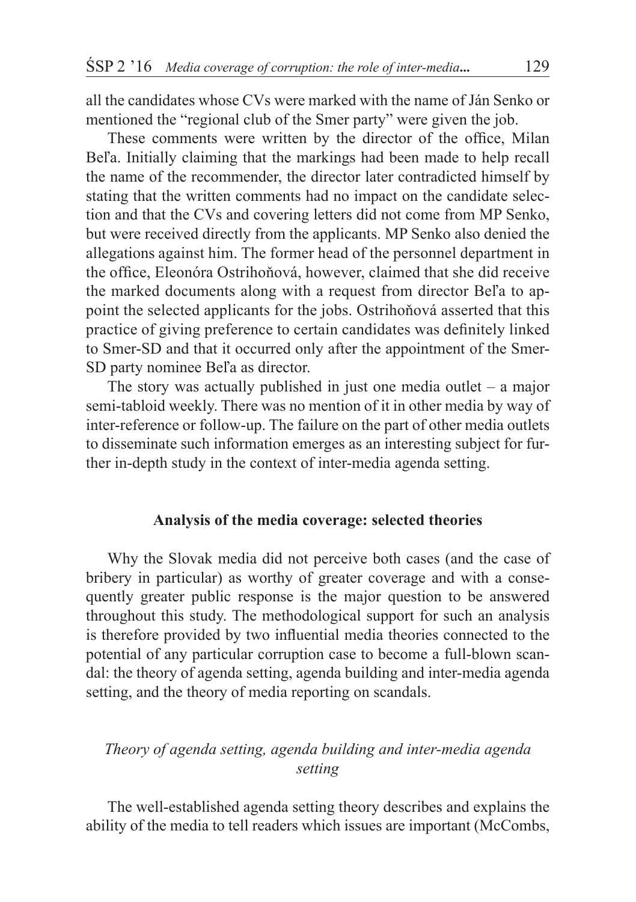all the candidates whose CVs were marked with the name of Ján Senko or mentioned the "regional club of the Smer party" were given the job.

These comments were written by the director of the office, Milan Beľa. Initially claiming that the markings had been made to help recall the name of the recommender, the director later contradicted himself by stating that the written comments had no impact on the candidate selection and that the CVs and covering letters did not come from MP Senko, but were received directly from the applicants. MP Senko also denied the allegations against him. The former head of the personnel department in the office, Eleonóra Ostrihoňová, however, claimed that she did receive the marked documents along with a request from director Beľa to appoint the selected applicants for the jobs. Ostrihoňová asserted that this practice of giving preference to certain candidates was definitely linked to Smer-SD and that it occurred only after the appointment of the Smer-SD party nominee Beľa as director.

The story was actually published in just one media outlet – a major semi-tabloid weekly. There was no mention of it in other media by way of inter-reference or follow-up. The failure on the part of other media outlets to disseminate such information emerges as an interesting subject for further in-depth study in the context of inter-media agenda setting.

## Analysis of the media coverage: selected theories

Why the Slovak media did not perceive both cases (and the case of bribery in particular) as worthy of greater coverage and with a consequently greater public response is the major question to be answered throughout this study. The methodological support for such an analysis is therefore provided by two influential media theories connected to the potential of any particular corruption case to become a full-blown scandal: the theory of agenda setting, agenda building and inter-media agenda setting, and the theory of media reporting on scandals.

### *Theory of agenda setting, agenda building and inter-media agenda setting*

The well-established agenda setting theory describes and explains the ability of the media to tell readers which issues are important (McCombs,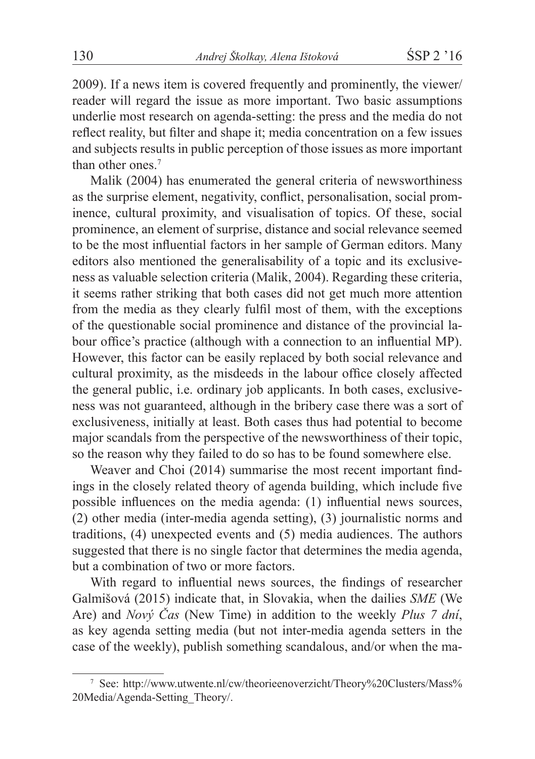2009). If a news item is covered frequently and prominently, the viewer/reader will regard the issue as more important. Two basic assumptions underlie most research on agenda-setting: the press and the media do not reflect reality, but filter and shape it; media concentration on a few issues and subjects results in public perception of those issues as more important than other ones.[7]

Malik (2004) has enumerated the general criteria of newsworthiness as the surprise element, negativity, conflict, personalisation, social prominence, cultural proximity, and visualisation of topics. Of these, social prominence, an element of surprise, distance and social relevance seemed to be the most influential factors in her sample of German editors. Many editors also mentioned the generalisability of a topic and its exclusiveness as valuable selection criteria (Malik, 2004). Regarding these criteria, it seems rather striking that both cases did not get much more attention from the media as they clearly fulfil most of them, with the exceptions of the questionable social prominence and distance of the provincial labour office's practice (although with a connection to an influential MP). However, this factor can be easily replaced by both social relevance and cultural proximity, as the misdeeds in the labour office closely affected the general public, i.e. ordinary job applicants. In both cases, exclusiveness was not guaranteed, although in the bribery case there was a sort of exclusiveness, initially at least. Both cases thus had potential to become major scandals from the perspective of the newsworthiness of their topic, so the reason why they failed to do so has to be found somewhere else.

Weaver and Choi (2014) summarise the most recent important findings in the closely related theory of agenda building, which include five possible influences on the media agenda: (1) influential news sources, (2) other media (inter-media agenda setting), (3) journalistic norms and traditions, (4) unexpected events and (5) media audiences. The authors suggested that there is no single factor that determines the media agenda, but a combination of two or more factors.

With regard to influential news sources, the findings of researcher Galmišová (2015) indicate that, in Slovakia, when the dailies *SME* (We Are) and *Nový Čas* (New Time) in addition to the weekly *Plus 7 dní*, as key agenda setting media (but not inter-media agenda setters in the case of the weekly), publish something scandalous, and/or when the ma-

[7] See: http://www.utwente.nl/cw/theorieenoverzicht/Theory%20Clusters/Mass%20Media/Agenda-Setting_Theory/.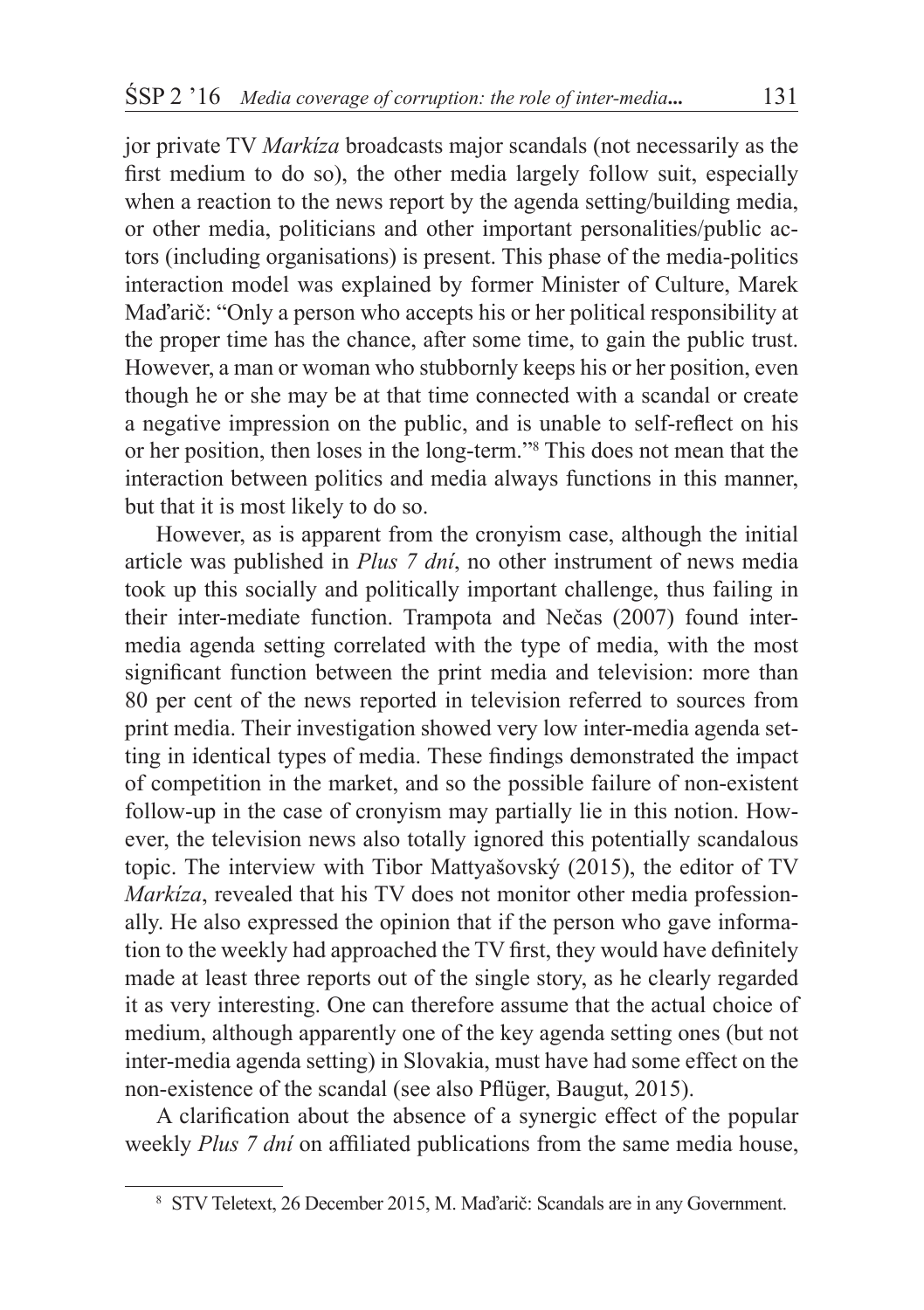jor private TV *Markíza* broadcasts major scandals (not necessarily as the first medium to do so), the other media largely follow suit, especially when a reaction to the news report by the agenda setting/building media, or other media, politicians and other important personalities/public actors (including organisations) is present. This phase of the media-politics interaction model was explained by former Minister of Culture, Marek Maďarič: "Only a person who accepts his or her political responsibility at the proper time has the chance, after some time, to gain the public trust. However, a man or woman who stubbornly keeps his or her position, even though he or she may be at that time connected with a scandal or create a negative impression on the public, and is unable to self-reflect on his or her position, then loses in the long-term."[8] This does not mean that the interaction between politics and media always functions in this manner, but that it is most likely to do so.

However, as is apparent from the cronyism case, although the initial article was published in *Plus 7 dní*, no other instrument of news media took up this socially and politically important challenge, thus failing in their inter-mediate function. Trampota and Nečas (2007) found inter-media agenda setting correlated with the type of media, with the most significant function between the print media and television: more than 80 per cent of the news reported in television referred to sources from print media. Their investigation showed very low inter-media agenda setting in identical types of media. These findings demonstrated the impact of competition in the market, and so the possible failure of non-existent follow-up in the case of cronyism may partially lie in this notion. However, the television news also totally ignored this potentially scandalous topic. The interview with Tibor Mattyašovský (2015), the editor of TV *Markíza*, revealed that his TV does not monitor other media professionally. He also expressed the opinion that if the person who gave information to the weekly had approached the TV first, they would have definitely made at least three reports out of the single story, as he clearly regarded it as very interesting. One can therefore assume that the actual choice of medium, although apparently one of the key agenda setting ones (but not inter-media agenda setting) in Slovakia, must have had some effect on the non-existence of the scandal (see also Pflüger, Baugut, 2015).

A clarification about the absence of a synergic effect of the popular weekly *Plus 7 dní* on affiliated publications from the same media house,

[8] STV Teletext, 26 December 2015, M. Maďarič: Scandals are in any Government.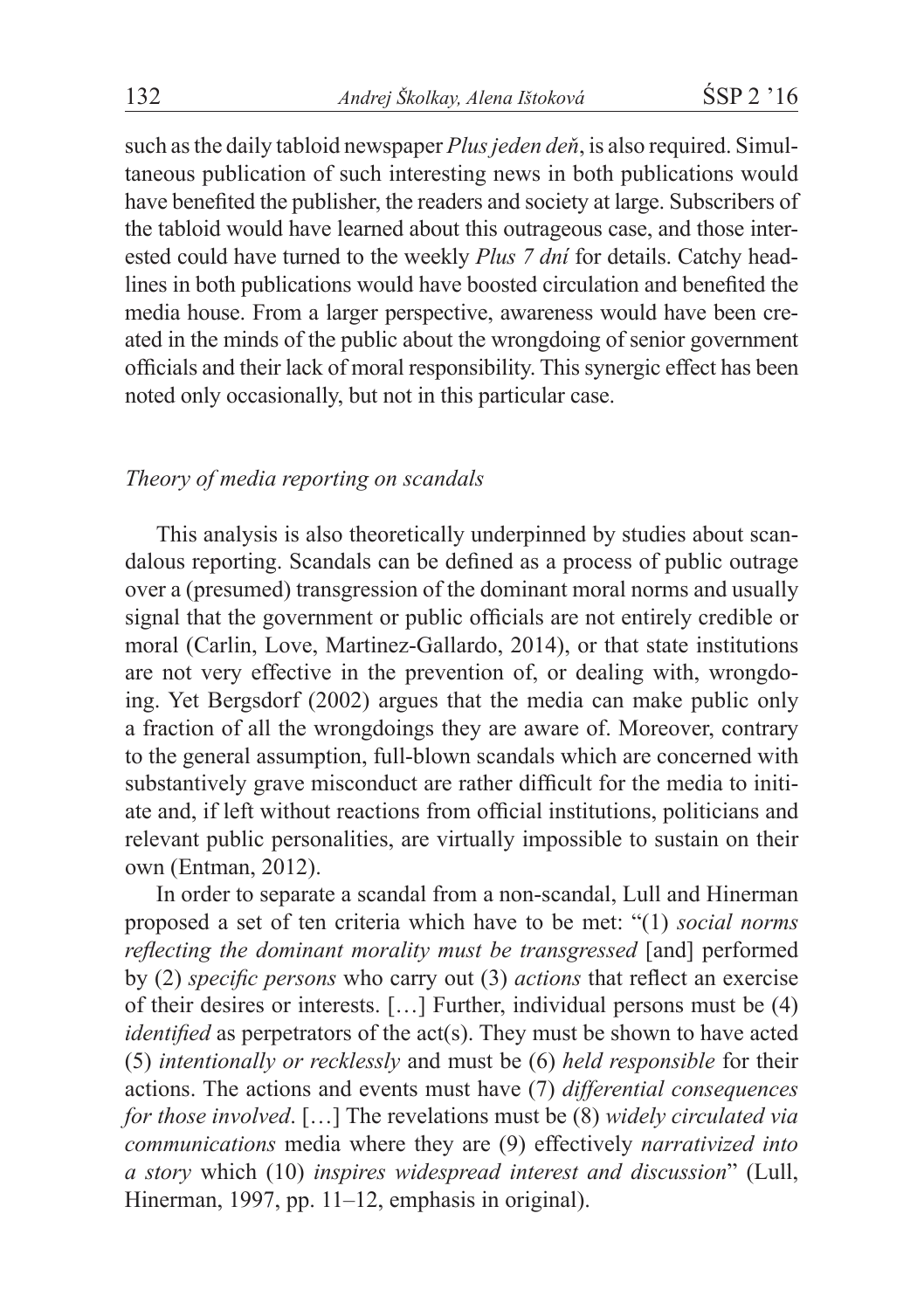such as the daily tabloid newspaper *Plus jeden deň*, is also required. Simultaneous publication of such interesting news in both publications would have benefited the publisher, the readers and society at large. Subscribers of the tabloid would have learned about this outrageous case, and those interested could have turned to the weekly *Plus 7 dní* for details. Catchy headlines in both publications would have boosted circulation and benefited the media house. From a larger perspective, awareness would have been created in the minds of the public about the wrongdoing of senior government officials and their lack of moral responsibility. This synergic effect has been noted only occasionally, but not in this particular case.

### *Theory of media reporting on scandals*

This analysis is also theoretically underpinned by studies about scandalous reporting. Scandals can be defined as a process of public outrage over a (presumed) transgression of the dominant moral norms and usually signal that the government or public officials are not entirely credible or moral (Carlin, Love, Martinez-Gallardo, 2014), or that state institutions are not very effective in the prevention of, or dealing with, wrongdoing. Yet Bergsdorf (2002) argues that the media can make public only a fraction of all the wrongdoings they are aware of. Moreover, contrary to the general assumption, full-blown scandals which are concerned with substantively grave misconduct are rather difficult for the media to initiate and, if left without reactions from official institutions, politicians and relevant public personalities, are virtually impossible to sustain on their own (Entman, 2012).

In order to separate a scandal from a non-scandal, Lull and Hinerman proposed a set of ten criteria which have to be met: "(1) *social norms reflecting the dominant morality must be transgressed* [and] performed by (2) *specific persons* who carry out (3) *actions* that reflect an exercise of their desires or interests. […] Further, individual persons must be (4) *identified* as perpetrators of the act(s). They must be shown to have acted (5) *intentionally or recklessly* and must be (6) *held responsible* for their actions. The actions and events must have (7) *differential consequences for those involved*. […] The revelations must be (8) *widely circulated via communications* media where they are (9) effectively *narrativized into a story* which (10) *inspires widespread interest and discussion*" (Lull, Hinerman, 1997, pp. 11–12, emphasis in original).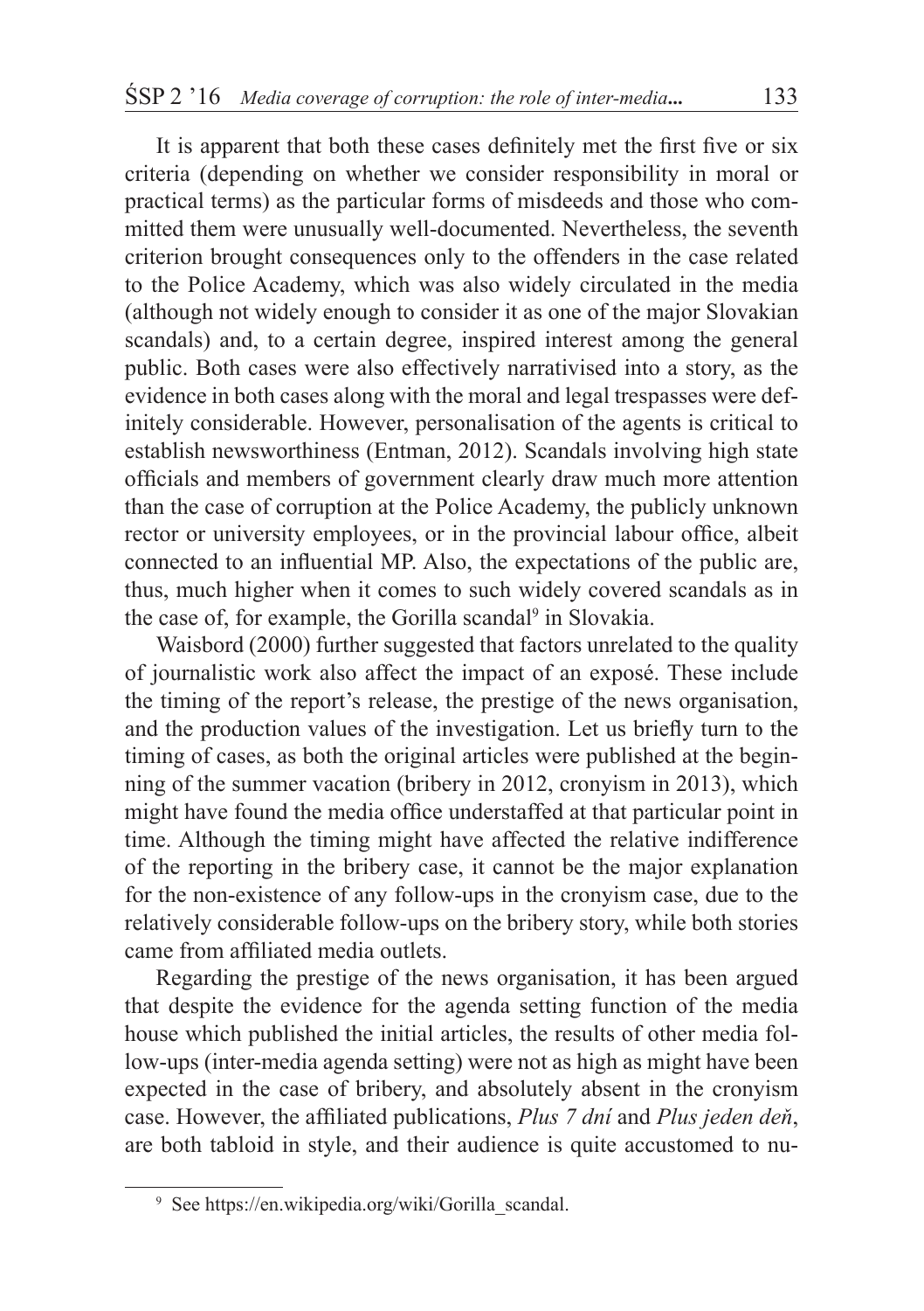It is apparent that both these cases definitely met the first five or six criteria (depending on whether we consider responsibility in moral or practical terms) as the particular forms of misdeeds and those who committed them were unusually well-documented. Nevertheless, the seventh criterion brought consequences only to the offenders in the case related to the Police Academy, which was also widely circulated in the media (although not widely enough to consider it as one of the major Slovakian scandals) and, to a certain degree, inspired interest among the general public. Both cases were also effectively narrativised into a story, as the evidence in both cases along with the moral and legal trespasses were definitely considerable. However, personalisation of the agents is critical to establish newsworthiness (Entman, 2012). Scandals involving high state officials and members of government clearly draw much more attention than the case of corruption at the Police Academy, the publicly unknown rector or university employees, or in the provincial labour office, albeit connected to an influential MP. Also, the expectations of the public are, thus, much higher when it comes to such widely covered scandals as in the case of, for example, the Gorilla scandal[9] in Slovakia.

Waisbord (2000) further suggested that factors unrelated to the quality of journalistic work also affect the impact of an exposé. These include the timing of the report's release, the prestige of the news organisation, and the production values of the investigation. Let us briefly turn to the timing of cases, as both the original articles were published at the beginning of the summer vacation (bribery in 2012, cronyism in 2013), which might have found the media office understaffed at that particular point in time. Although the timing might have affected the relative indifference of the reporting in the bribery case, it cannot be the major explanation for the non-existence of any follow-ups in the cronyism case, due to the relatively considerable follow-ups on the bribery story, while both stories came from affiliated media outlets.

Regarding the prestige of the news organisation, it has been argued that despite the evidence for the agenda setting function of the media house which published the initial articles, the results of other media follow-ups (inter-media agenda setting) were not as high as might have been expected in the case of bribery, and absolutely absent in the cronyism case. However, the affiliated publications, *Plus 7 dní* and *Plus jeden deň*, are both tabloid in style, and their audience is quite accustomed to nu-

[9] See https://en.wikipedia.org/wiki/Gorilla_scandal.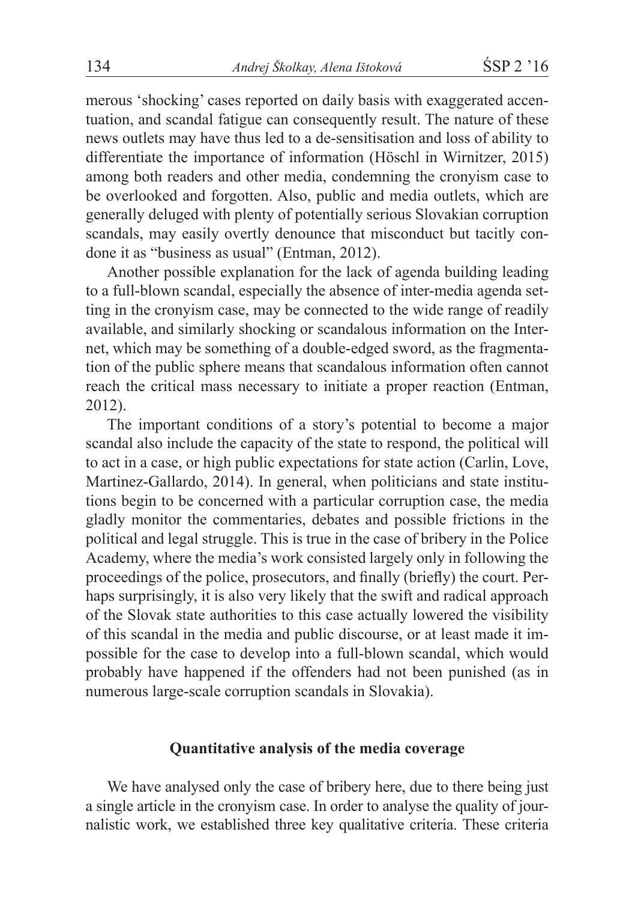merous 'shocking' cases reported on daily basis with exaggerated accentuation, and scandal fatigue can consequently result. The nature of these news outlets may have thus led to a de-sensitisation and loss of ability to differentiate the importance of information (Höschl in Wirnitzer, 2015) among both readers and other media, condemning the cronyism case to be overlooked and forgotten. Also, public and media outlets, which are generally deluged with plenty of potentially serious Slovakian corruption scandals, may easily overtly denounce that misconduct but tacitly condone it as "business as usual" (Entman, 2012).

Another possible explanation for the lack of agenda building leading to a full-blown scandal, especially the absence of inter-media agenda setting in the cronyism case, may be connected to the wide range of readily available, and similarly shocking or scandalous information on the Internet, which may be something of a double-edged sword, as the fragmentation of the public sphere means that scandalous information often cannot reach the critical mass necessary to initiate a proper reaction (Entman, 2012).

The important conditions of a story's potential to become a major scandal also include the capacity of the state to respond, the political will to act in a case, or high public expectations for state action (Carlin, Love, Martinez-Gallardo, 2014). In general, when politicians and state institutions begin to be concerned with a particular corruption case, the media gladly monitor the commentaries, debates and possible frictions in the political and legal struggle. This is true in the case of bribery in the Police Academy, where the media's work consisted largely only in following the proceedings of the police, prosecutors, and finally (briefly) the court. Perhaps surprisingly, it is also very likely that the swift and radical approach of the Slovak state authorities to this case actually lowered the visibility of this scandal in the media and public discourse, or at least made it impossible for the case to develop into a full-blown scandal, which would probably have happened if the offenders had not been punished (as in numerous large-scale corruption scandals in Slovakia).

## Quantitative analysis of the media coverage

We have analysed only the case of bribery here, due to there being just a single article in the cronyism case. In order to analyse the quality of journalistic work, we established three key qualitative criteria. These criteria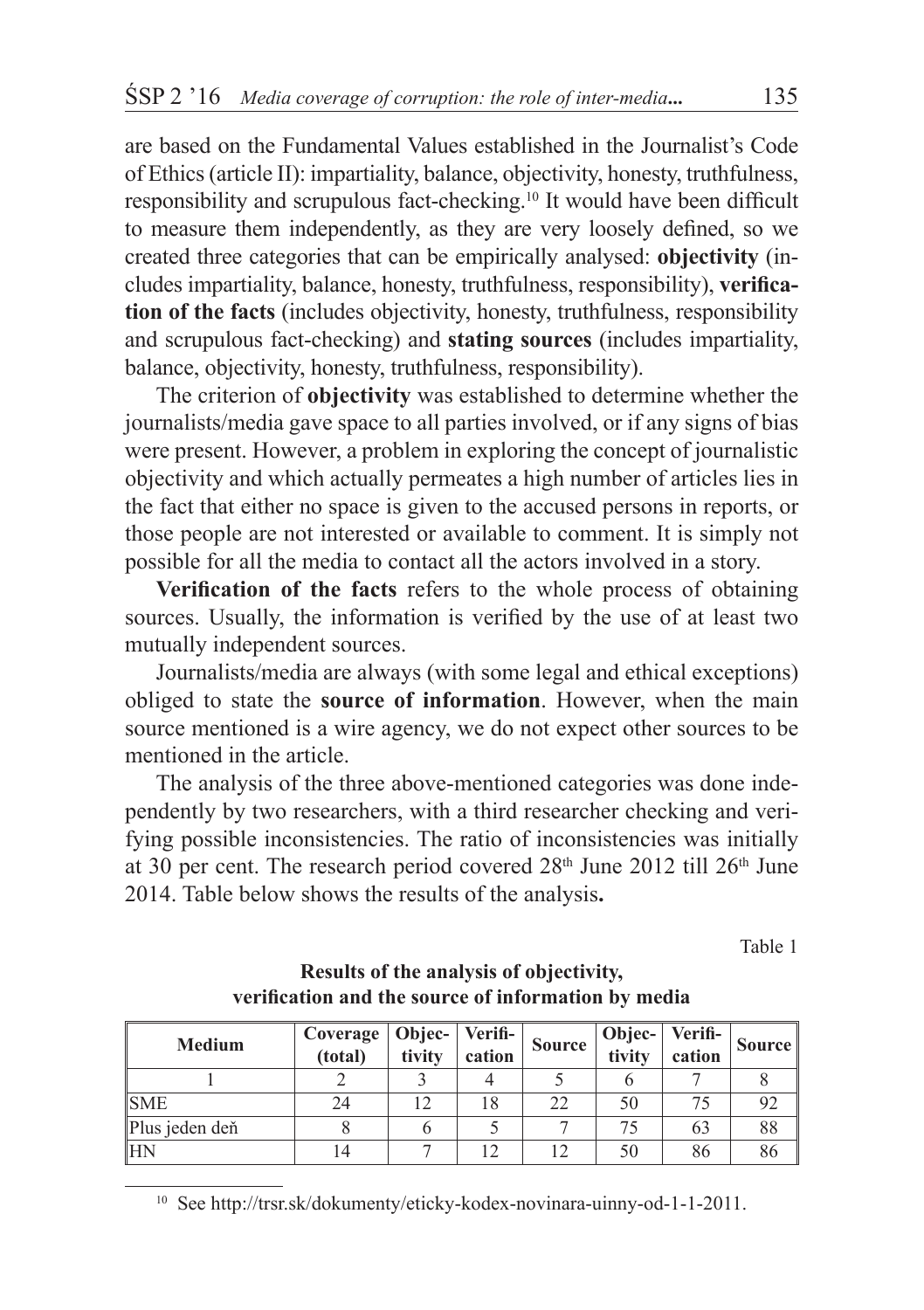are based on the Fundamental Values established in the Journalist's Code of Ethics (article II): impartiality, balance, objectivity, honesty, truthfulness, responsibility and scrupulous fact-checking.[10] It would have been difficult to measure them independently, as they are very loosely defined, so we created three categories that can be empirically analysed: **objectivity** (includes impartiality, balance, honesty, truthfulness, responsibility), **verification of the facts** (includes objectivity, honesty, truthfulness, responsibility and scrupulous fact-checking) and **stating sources** (includes impartiality, balance, objectivity, honesty, truthfulness, responsibility).

The criterion of **objectivity** was established to determine whether the journalists/media gave space to all parties involved, or if any signs of bias were present. However, a problem in exploring the concept of journalistic objectivity and which actually permeates a high number of articles lies in the fact that either no space is given to the accused persons in reports, or those people are not interested or available to comment. It is simply not possible for all the media to contact all the actors involved in a story.

**Verification of the facts** refers to the whole process of obtaining sources. Usually, the information is verified by the use of at least two mutually independent sources.

Journalists/media are always (with some legal and ethical exceptions) obliged to state the **source of information**. However, when the main source mentioned is a wire agency, we do not expect other sources to be mentioned in the article.

The analysis of the three above-mentioned categories was done independently by two researchers, with a third researcher checking and verifying possible inconsistencies. The ratio of inconsistencies was initially at 30 per cent. The research period covered 28th June 2012 till 26th June 2014. Table below shows the results of the analysis**.**

Table 1

**Results of the analysis of objectivity, verification and the source of information by media**

| Medium | Coverage (total) | Objectivity | Verification | Source | Objectivity | Verification | Source |
|---|---|---|---|---|---|---|---|
| 1 | 2 | 3 | 4 | 5 | 6 | 7 | 8 |
| SME | 24 | 12 | 18 | 22 | 50 | 75 | 92 |
| Plus jeden deň | 8 | 6 | 5 | 7 | 75 | 63 | 88 |
| HN | 14 | 7 | 12 | 12 | 50 | 86 | 86 |

[10] See http://trsr.sk/dokumenty/eticky-kodex-novinara-uinny-od-1-1-2011.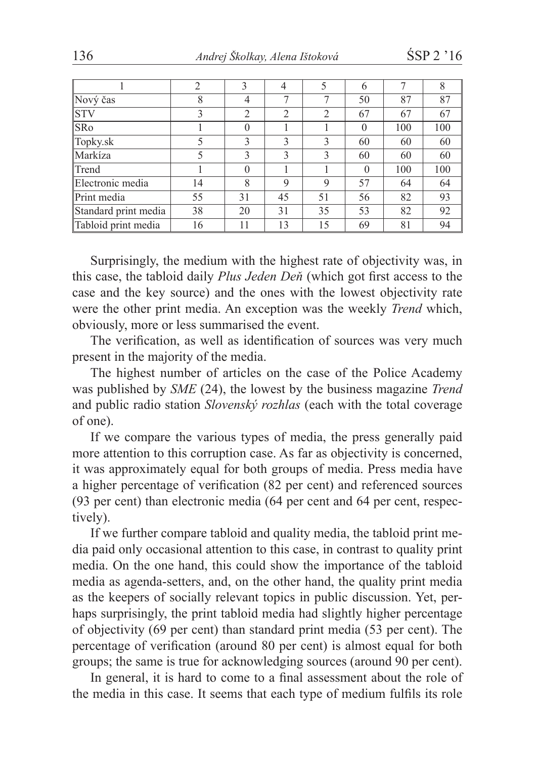| 1 | 2 | 3 | 4 | 5 | 6 | 7 | 8 |
|---|---|---|---|---|---|---|---|
| Nový čas | 8 | 4 | 7 | 7 | 50 | 87 | 87 |
| STV | 3 | 2 | 2 | 2 | 67 | 67 | 67 |
| SRo | 1 | 0 | 1 | 1 | 0 | 100 | 100 |
| Topky.sk | 5 | 3 | 3 | 3 | 60 | 60 | 60 |
| Markíza | 5 | 3 | 3 | 3 | 60 | 60 | 60 |
| Trend | 1 | 0 | 1 | 1 | 0 | 100 | 100 |
| Electronic media | 14 | 8 | 9 | 9 | 57 | 64 | 64 |
| Print media | 55 | 31 | 45 | 51 | 56 | 82 | 93 |
| Standard print media | 38 | 20 | 31 | 35 | 53 | 82 | 92 |
| Tabloid print media | 16 | 11 | 13 | 15 | 69 | 81 | 94 |

Surprisingly, the medium with the highest rate of objectivity was, in this case, the tabloid daily *Plus Jeden Deň* (which got first access to the case and the key source) and the ones with the lowest objectivity rate were the other print media. An exception was the weekly *Trend* which, obviously, more or less summarised the event.

The verification, as well as identification of sources was very much present in the majority of the media.

The highest number of articles on the case of the Police Academy was published by *SME* (24), the lowest by the business magazine *Trend* and public radio station *Slovenský rozhlas* (each with the total coverage of one).

If we compare the various types of media, the press generally paid more attention to this corruption case. As far as objectivity is concerned, it was approximately equal for both groups of media. Press media have a higher percentage of verification (82 per cent) and referenced sources (93 per cent) than electronic media (64 per cent and 64 per cent, respectively).

If we further compare tabloid and quality media, the tabloid print media paid only occasional attention to this case, in contrast to quality print media. On the one hand, this could show the importance of the tabloid media as agenda-setters, and, on the other hand, the quality print media as the keepers of socially relevant topics in public discussion. Yet, perhaps surprisingly, the print tabloid media had slightly higher percentage of objectivity (69 per cent) than standard print media (53 per cent). The percentage of verification (around 80 per cent) is almost equal for both groups; the same is true for acknowledging sources (around 90 per cent).

In general, it is hard to come to a final assessment about the role of the media in this case. It seems that each type of medium fulfils its role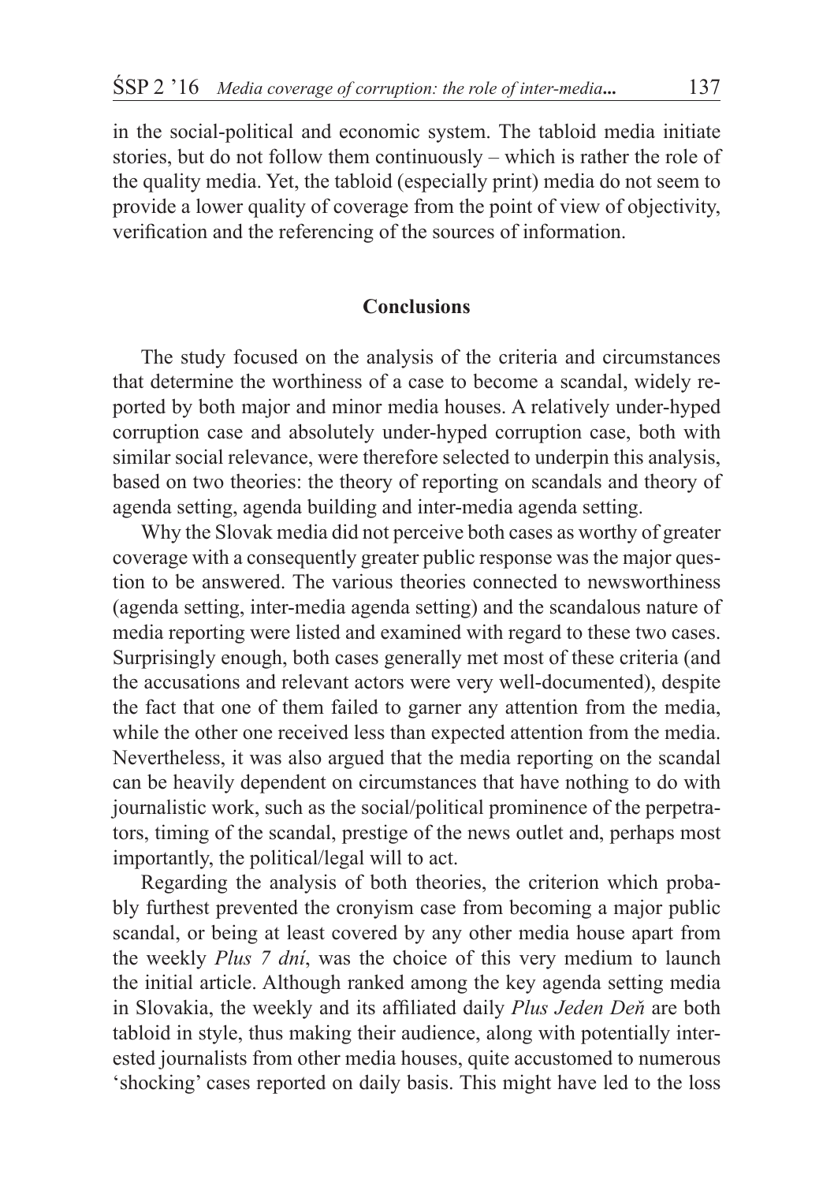in the social-political and economic system. The tabloid media initiate stories, but do not follow them continuously – which is rather the role of the quality media. Yet, the tabloid (especially print) media do not seem to provide a lower quality of coverage from the point of view of objectivity, verification and the referencing of the sources of information.

## Conclusions

The study focused on the analysis of the criteria and circumstances that determine the worthiness of a case to become a scandal, widely reported by both major and minor media houses. A relatively under-hyped corruption case and absolutely under-hyped corruption case, both with similar social relevance, were therefore selected to underpin this analysis, based on two theories: the theory of reporting on scandals and theory of agenda setting, agenda building and inter-media agenda setting.

Why the Slovak media did not perceive both cases as worthy of greater coverage with a consequently greater public response was the major question to be answered. The various theories connected to newsworthiness (agenda setting, inter-media agenda setting) and the scandalous nature of media reporting were listed and examined with regard to these two cases. Surprisingly enough, both cases generally met most of these criteria (and the accusations and relevant actors were very well-documented), despite the fact that one of them failed to garner any attention from the media, while the other one received less than expected attention from the media. Nevertheless, it was also argued that the media reporting on the scandal can be heavily dependent on circumstances that have nothing to do with journalistic work, such as the social/political prominence of the perpetrators, timing of the scandal, prestige of the news outlet and, perhaps most importantly, the political/legal will to act.

Regarding the analysis of both theories, the criterion which probably furthest prevented the cronyism case from becoming a major public scandal, or being at least covered by any other media house apart from the weekly *Plus 7 dní*, was the choice of this very medium to launch the initial article. Although ranked among the key agenda setting media in Slovakia, the weekly and its affiliated daily *Plus Jeden Deň* are both tabloid in style, thus making their audience, along with potentially interested journalists from other media houses, quite accustomed to numerous 'shocking' cases reported on daily basis. This might have led to the loss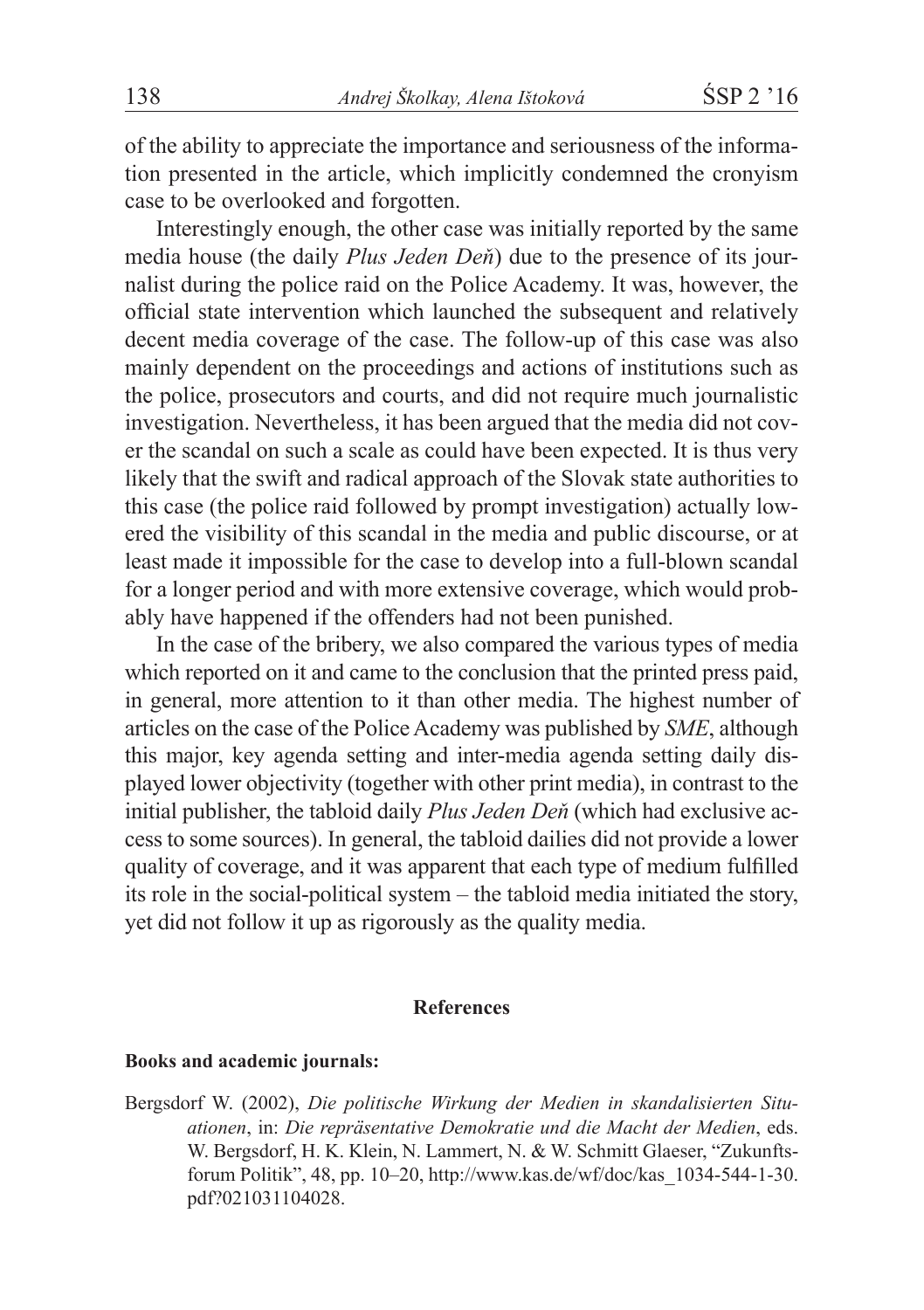of the ability to appreciate the importance and seriousness of the information presented in the article, which implicitly condemned the cronyism case to be overlooked and forgotten.

Interestingly enough, the other case was initially reported by the same media house (the daily *Plus Jeden Deň*) due to the presence of its journalist during the police raid on the Police Academy. It was, however, the official state intervention which launched the subsequent and relatively decent media coverage of the case. The follow-up of this case was also mainly dependent on the proceedings and actions of institutions such as the police, prosecutors and courts, and did not require much journalistic investigation. Nevertheless, it has been argued that the media did not cover the scandal on such a scale as could have been expected. It is thus very likely that the swift and radical approach of the Slovak state authorities to this case (the police raid followed by prompt investigation) actually lowered the visibility of this scandal in the media and public discourse, or at least made it impossible for the case to develop into a full-blown scandal for a longer period and with more extensive coverage, which would probably have happened if the offenders had not been punished.

In the case of the bribery, we also compared the various types of media which reported on it and came to the conclusion that the printed press paid, in general, more attention to it than other media. The highest number of articles on the case of the Police Academy was published by *SME*, although this major, key agenda setting and inter-media agenda setting daily displayed lower objectivity (together with other print media), in contrast to the initial publisher, the tabloid daily *Plus Jeden Deň* (which had exclusive access to some sources). In general, the tabloid dailies did not provide a lower quality of coverage, and it was apparent that each type of medium fulfilled its role in the social-political system – the tabloid media initiated the story, yet did not follow it up as rigorously as the quality media.

## References

**Books and academic journals:**

Bergsdorf W. (2002), *Die politische Wirkung der Medien in skandalisierten Situationen*, in: *Die repräsentative Demokratie und die Macht der Medien*, eds. W. Bergsdorf, H. K. Klein, N. Lammert, N. & W. Schmitt Glaeser, "Zukunftsforum Politik", 48, pp. 10–20, http://www.kas.de/wf/doc/kas_1034-544-1-30.pdf?021031104028.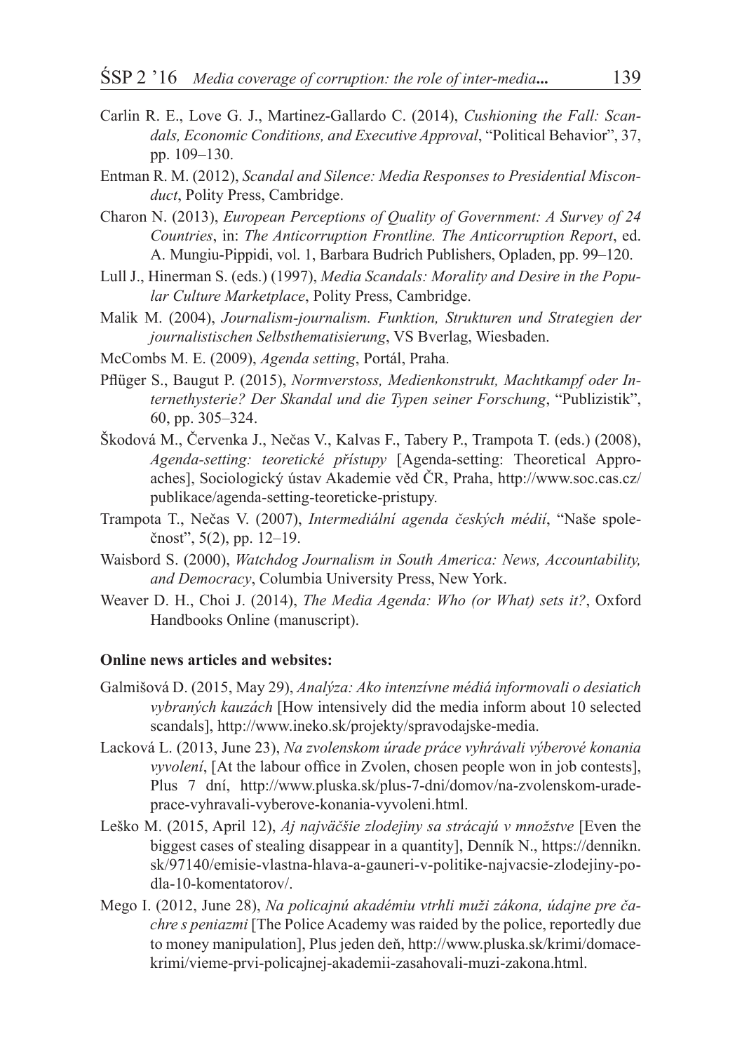Carlin R. E., Love G. J., Martinez-Gallardo C. (2014), *Cushioning the Fall: Scandals, Economic Conditions, and Executive Approval*, "Political Behavior", 37, pp. 109–130.

Entman R. M. (2012), *Scandal and Silence: Media Responses to Presidential Misconduct*, Polity Press, Cambridge.

Charon N. (2013), *European Perceptions of Quality of Government: A Survey of 24 Countries*, in: *The Anticorruption Frontline. The Anticorruption Report*, ed. A. Mungiu-Pippidi, vol. 1, Barbara Budrich Publishers, Opladen, pp. 99–120.

Lull J., Hinerman S. (eds.) (1997), *Media Scandals: Morality and Desire in the Popular Culture Marketplace*, Polity Press, Cambridge.

Malik M. (2004), *Journalism-journalism. Funktion, Strukturen und Strategien der journalistischen Selbsthematisierung*, VS Bverlag, Wiesbaden.

McCombs M. E. (2009), *Agenda setting*, Portál, Praha.

Pflüger S., Baugut P. (2015), *Normverstoss, Medienkonstrukt, Machtkampf oder Internethysterie? Der Skandal und die Typen seiner Forschung*, "Publizistik", 60, pp. 305–324.

Škodová M., Červenka J., Nečas V., Kalvas F., Tabery P., Trampota T. (eds.) (2008), *Agenda-setting: teoretické přístupy* [Agenda-setting: Theoretical Approaches], Sociologický ústav Akademie věd ČR, Praha, http://www.soc.cas.cz/publikace/agenda-setting-teoreticke-pristupy.

Trampota T., Nečas V. (2007), *Intermediální agenda českých médií*, "Naše společnost", 5(2), pp. 12–19.

Waisbord S. (2000), *Watchdog Journalism in South America: News, Accountability, and Democracy*, Columbia University Press, New York.

Weaver D. H., Choi J. (2014), *The Media Agenda: Who (or What) sets it?*, Oxford Handbooks Online (manuscript).

**Online news articles and websites:**

Galmišová D. (2015, May 29), *Analýza: Ako intenzívne médiá informovali o desiatich vybraných kauzách* [How intensively did the media inform about 10 selected scandals], http://www.ineko.sk/projekty/spravodajske-media.

Lacková L. (2013, June 23), *Na zvolenskom úrade práce vyhrávali výberové konania vyvolení*, [At the labour office in Zvolen, chosen people won in job contests], Plus 7 dní, http://www.pluska.sk/plus-7-dni/domov/na-zvolenskom-urade-prace-vyhravali-vyberove-konania-vyvoleni.html.

Leško M. (2015, April 12), *Aj najväčšie zlodejiny sa strácajú v množstve* [Even the biggest cases of stealing disappear in a quantity], Denník N., https://dennikn.sk/97140/emisie-vlastna-hlava-a-gauneri-v-politike-najvacsie-zlodejiny-podla-10-komentatorov/.

Mego I. (2012, June 28), *Na policajnú akadémiu vtrhli muži zákona, údajne pre čachre s peniazmi* [The Police Academy was raided by the police, reportedly due to money manipulation], Plus jeden deň, http://www.pluska.sk/krimi/domace-krimi/vieme-prvi-policajnej-akademii-zasahovali-muzi-zakona.html.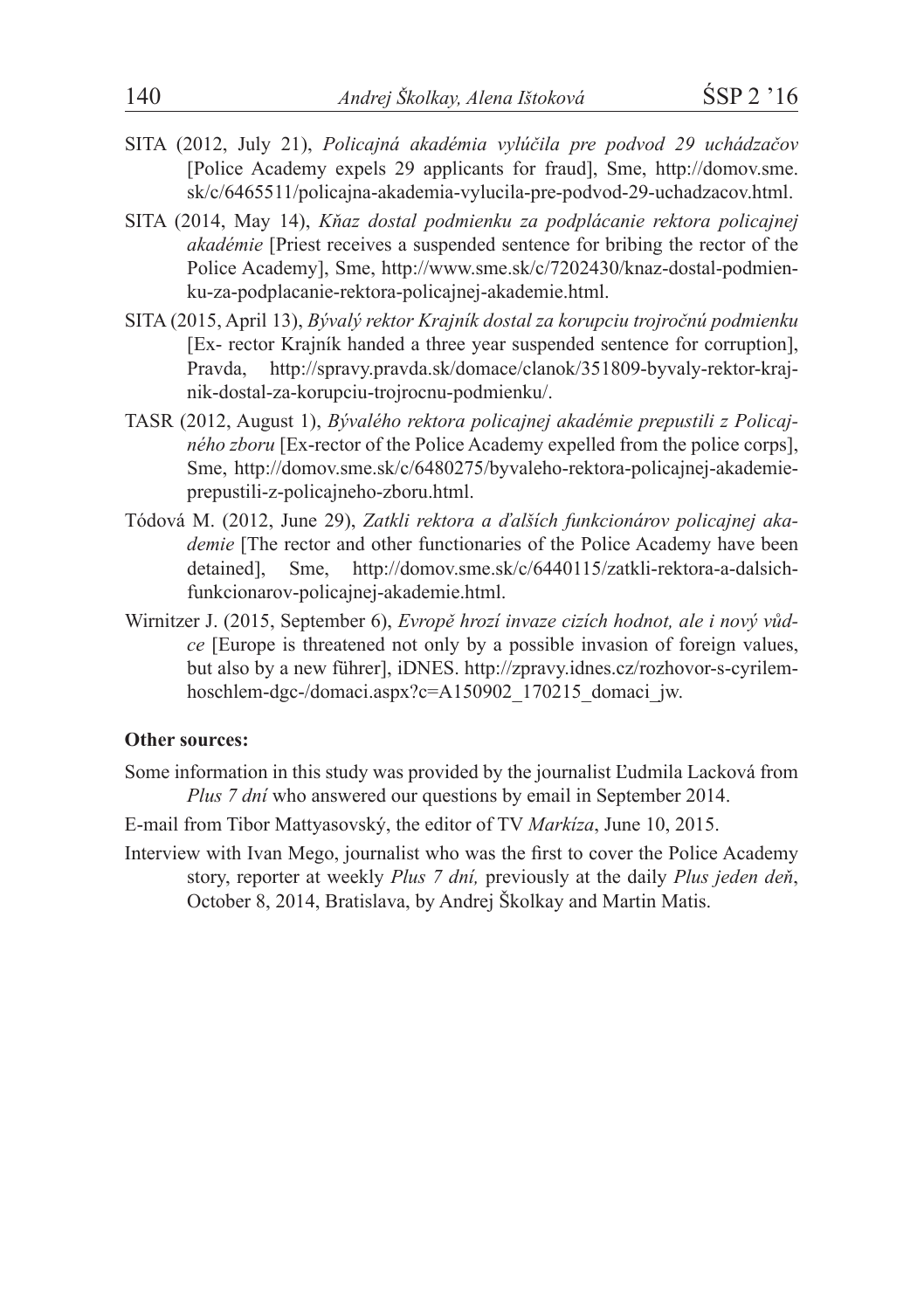SITA (2012, July 21), *Policajná akadémia vylúčila pre podvod 29 uchádzačov* [Police Academy expels 29 applicants for fraud], Sme, http://domov.sme.sk/c/6465511/policajna-akademia-vylucila-pre-podvod-29-uchadzacov.html.

SITA (2014, May 14), *Kňaz dostal podmienku za podplácanie rektora policajnej akadémie* [Priest receives a suspended sentence for bribing the rector of the Police Academy], Sme, http://www.sme.sk/c/7202430/knaz-dostal-podmienku-za-podplacanie-rektora-policajnej-akademie.html.

SITA (2015, April 13), *Bývalý rektor Krajník dostal za korupciu trojročnú podmienku* [Ex- rector Krajník handed a three year suspended sentence for corruption], Pravda, http://spravy.pravda.sk/domace/clanok/351809-byvaly-rektor-krajnik-dostal-za-korupciu-trojrocnu-podmienku/.

TASR (2012, August 1), *Bývalého rektora policajnej akadémie prepustili z Policajného zboru* [Ex-rector of the Police Academy expelled from the police corps], Sme, http://domov.sme.sk/c/6480275/byvaleho-rektora-policajnej-akademie-prepustili-z-policajneho-zboru.html.

Tódová M. (2012, June 29), *Zatkli rektora a ďalších funkcionárov policajnej akademie* [The rector and other functionaries of the Police Academy have been detained], Sme, http://domov.sme.sk/c/6440115/zatkli-rektora-a-dalsich-funkcionarov-policajnej-akademie.html.

Wirnitzer J. (2015, September 6), *Evropě hrozí invaze cizích hodnot, ale i nový vůdce* [Europe is threatened not only by a possible invasion of foreign values, but also by a new führer], iDNES. http://zpravy.idnes.cz/rozhovor-s-cyrilem-hoschlem-dgc-/domaci.aspx?c=A150902_170215_domaci_jw.

**Other sources:**

Some information in this study was provided by the journalist Ľudmila Lacková from *Plus 7 dní* who answered our questions by email in September 2014.

E-mail from Tibor Mattyasovský, the editor of TV *Markíza*, June 10, 2015.

Interview with Ivan Mego, journalist who was the first to cover the Police Academy story, reporter at weekly *Plus 7 dní,* previously at the daily *Plus jeden deň*, October 8, 2014, Bratislava, by Andrej Školkay and Martin Matis.